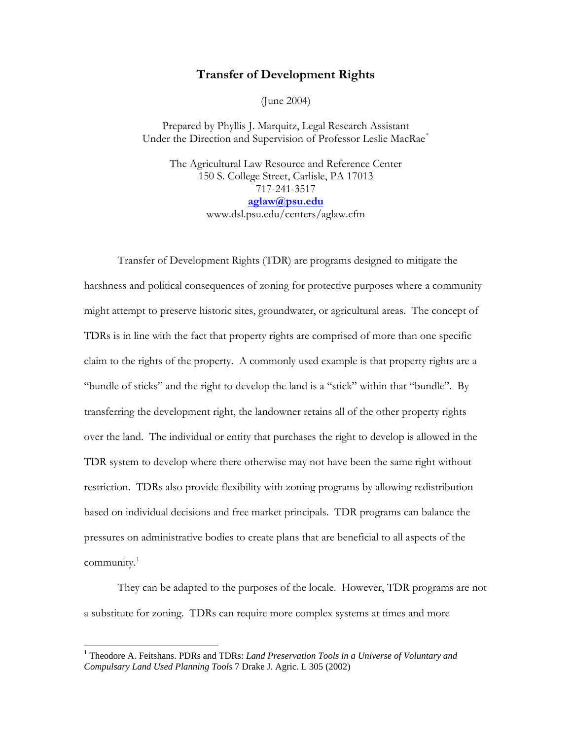# Transfer of Development Rights

(June 2004)

Prepared by Phyllis J. Marquitz, Legal Research Assistant
Under the Direction and Supervision of Professor Leslie MacRae[*]

The Agricultural Law Resource and Reference Center
150 S. College Street, Carlisle, PA 17013
717-241-3517
**aglaw@psu.edu**
www.dsl.psu.edu/centers/aglaw.cfm

Transfer of Development Rights (TDR) are programs designed to mitigate the harshness and political consequences of zoning for protective purposes where a community might attempt to preserve historic sites, groundwater, or agricultural areas. The concept of TDRs is in line with the fact that property rights are comprised of more than one specific claim to the rights of the property. A commonly used example is that property rights are a "bundle of sticks" and the right to develop the land is a "stick" within that "bundle". By transferring the development right, the landowner retains all of the other property rights over the land. The individual or entity that purchases the right to develop is allowed in the TDR system to develop where there otherwise may not have been the same right without restriction. TDRs also provide flexibility with zoning programs by allowing redistribution based on individual decisions and free market principals. TDR programs can balance the pressures on administrative bodies to create plans that are beneficial to all aspects of the community.[1]

They can be adapted to the purposes of the locale. However, TDR programs are not a substitute for zoning. TDRs can require more complex systems at times and more

---

[1] Theodore A. Feitshans. PDRs and TDRs: *Land Preservation Tools in a Universe of Voluntary and Compulsary Land Used Planning Tools* 7 Drake J. Agric. L 305 (2002)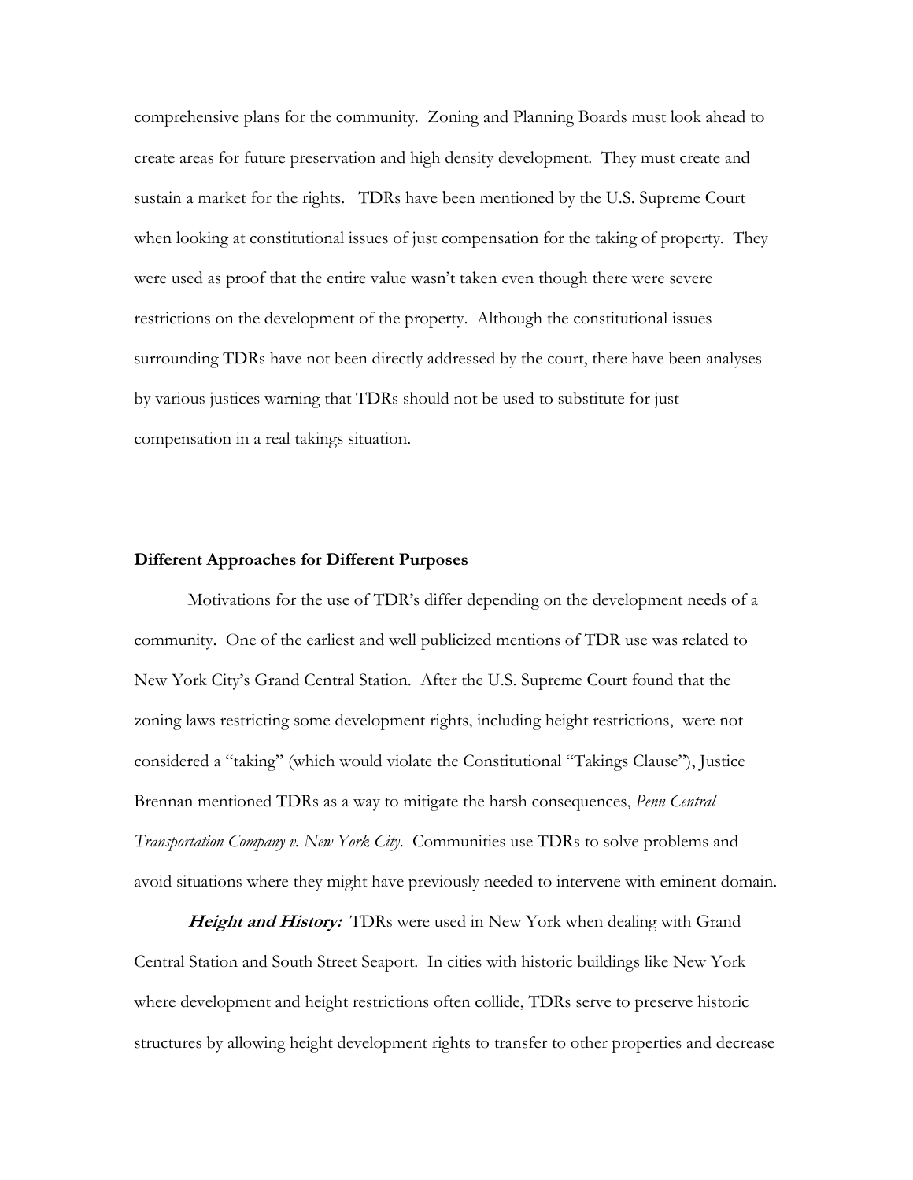comprehensive plans for the community. Zoning and Planning Boards must look ahead to create areas for future preservation and high density development. They must create and sustain a market for the rights. TDRs have been mentioned by the U.S. Supreme Court when looking at constitutional issues of just compensation for the taking of property. They were used as proof that the entire value wasn't taken even though there were severe restrictions on the development of the property. Although the constitutional issues surrounding TDRs have not been directly addressed by the court, there have been analyses by various justices warning that TDRs should not be used to substitute for just compensation in a real takings situation.

**Different Approaches for Different Purposes**

Motivations for the use of TDR's differ depending on the development needs of a community. One of the earliest and well publicized mentions of TDR use was related to New York City's Grand Central Station. After the U.S. Supreme Court found that the zoning laws restricting some development rights, including height restrictions, were not considered a "taking" (which would violate the Constitutional "Takings Clause"), Justice Brennan mentioned TDRs as a way to mitigate the harsh consequences, *Penn Central Transportation Company v. New York City*. Communities use TDRs to solve problems and avoid situations where they might have previously needed to intervene with eminent domain.

***Height and History:*** TDRs were used in New York when dealing with Grand Central Station and South Street Seaport. In cities with historic buildings like New York where development and height restrictions often collide, TDRs serve to preserve historic structures by allowing height development rights to transfer to other properties and decrease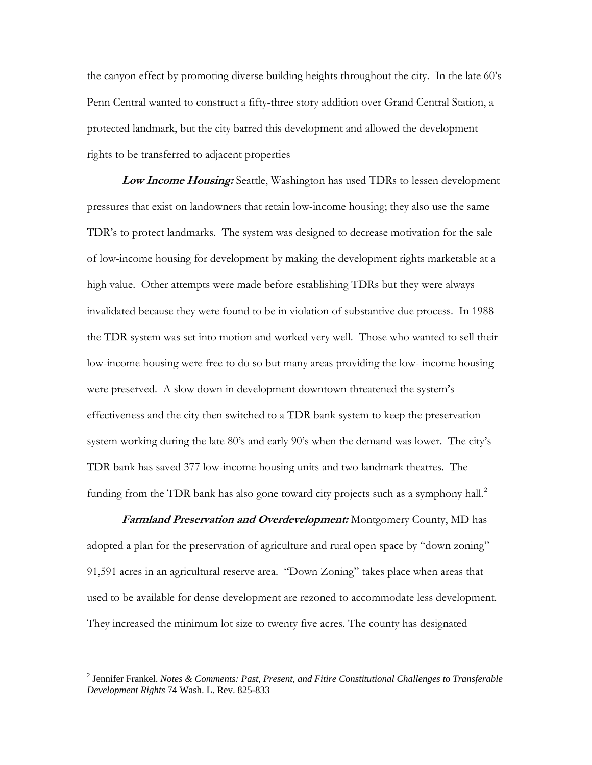the canyon effect by promoting diverse building heights throughout the city. In the late 60's Penn Central wanted to construct a fifty-three story addition over Grand Central Station, a protected landmark, but the city barred this development and allowed the development rights to be transferred to adjacent properties

***Low Income Housing:*** Seattle, Washington has used TDRs to lessen development pressures that exist on landowners that retain low-income housing; they also use the same TDR's to protect landmarks. The system was designed to decrease motivation for the sale of low-income housing for development by making the development rights marketable at a high value. Other attempts were made before establishing TDRs but they were always invalidated because they were found to be in violation of substantive due process. In 1988 the TDR system was set into motion and worked very well. Those who wanted to sell their low-income housing were free to do so but many areas providing the low- income housing were preserved. A slow down in development downtown threatened the system's effectiveness and the city then switched to a TDR bank system to keep the preservation system working during the late 80's and early 90's when the demand was lower. The city's TDR bank has saved 377 low-income housing units and two landmark theatres. The funding from the TDR bank has also gone toward city projects such as a symphony hall.[2]

***Farmland Preservation and Overdevelopment:*** Montgomery County, MD has adopted a plan for the preservation of agriculture and rural open space by "down zoning" 91,591 acres in an agricultural reserve area. "Down Zoning" takes place when areas that used to be available for dense development are rezoned to accommodate less development. They increased the minimum lot size to twenty five acres. The county has designated

---

[2] Jennifer Frankel. *Notes & Comments: Past, Present, and Fitire Constitutional Challenges to Transferable Development Rights* 74 Wash. L. Rev. 825-833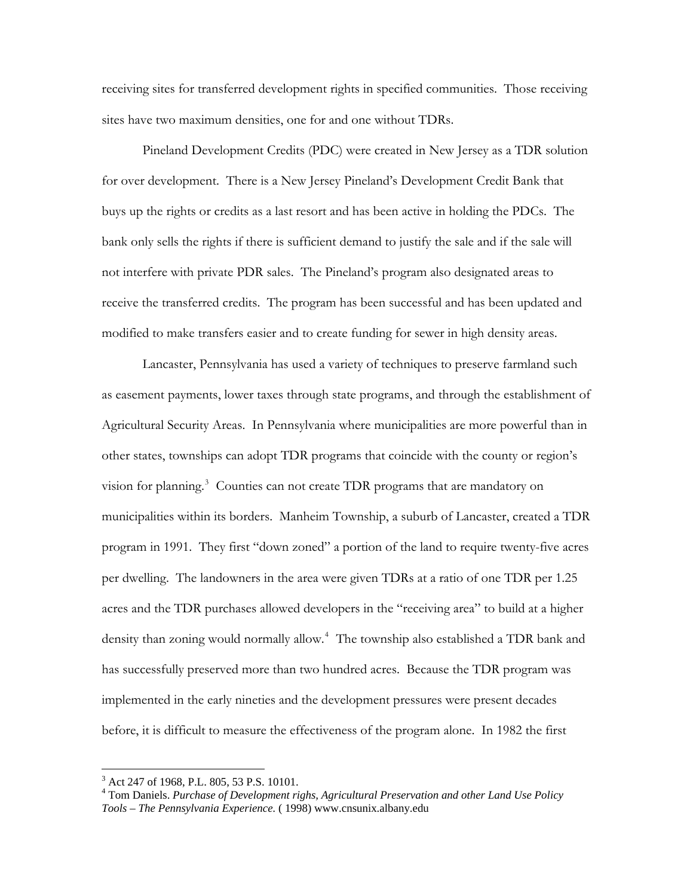receiving sites for transferred development rights in specified communities. Those receiving sites have two maximum densities, one for and one without TDRs.

Pineland Development Credits (PDC) were created in New Jersey as a TDR solution for over development. There is a New Jersey Pineland's Development Credit Bank that buys up the rights or credits as a last resort and has been active in holding the PDCs. The bank only sells the rights if there is sufficient demand to justify the sale and if the sale will not interfere with private PDR sales. The Pineland's program also designated areas to receive the transferred credits. The program has been successful and has been updated and modified to make transfers easier and to create funding for sewer in high density areas.

Lancaster, Pennsylvania has used a variety of techniques to preserve farmland such as easement payments, lower taxes through state programs, and through the establishment of Agricultural Security Areas. In Pennsylvania where municipalities are more powerful than in other states, townships can adopt TDR programs that coincide with the county or region's vision for planning.[3] Counties can not create TDR programs that are mandatory on municipalities within its borders. Manheim Township, a suburb of Lancaster, created a TDR program in 1991. They first "down zoned" a portion of the land to require twenty-five acres per dwelling. The landowners in the area were given TDRs at a ratio of one TDR per 1.25 acres and the TDR purchases allowed developers in the "receiving area" to build at a higher density than zoning would normally allow.[4] The township also established a TDR bank and has successfully preserved more than two hundred acres. Because the TDR program was implemented in the early nineties and the development pressures were present decades before, it is difficult to measure the effectiveness of the program alone. In 1982 the first

---

[3] Act 247 of 1968, P.L. 805, 53 P.S. 10101.

[4] Tom Daniels. *Purchase of Development righs, Agricultural Preservation and other Land Use Policy Tools – The Pennsylvania Experience.* ( 1998) www.cnsunix.albany.edu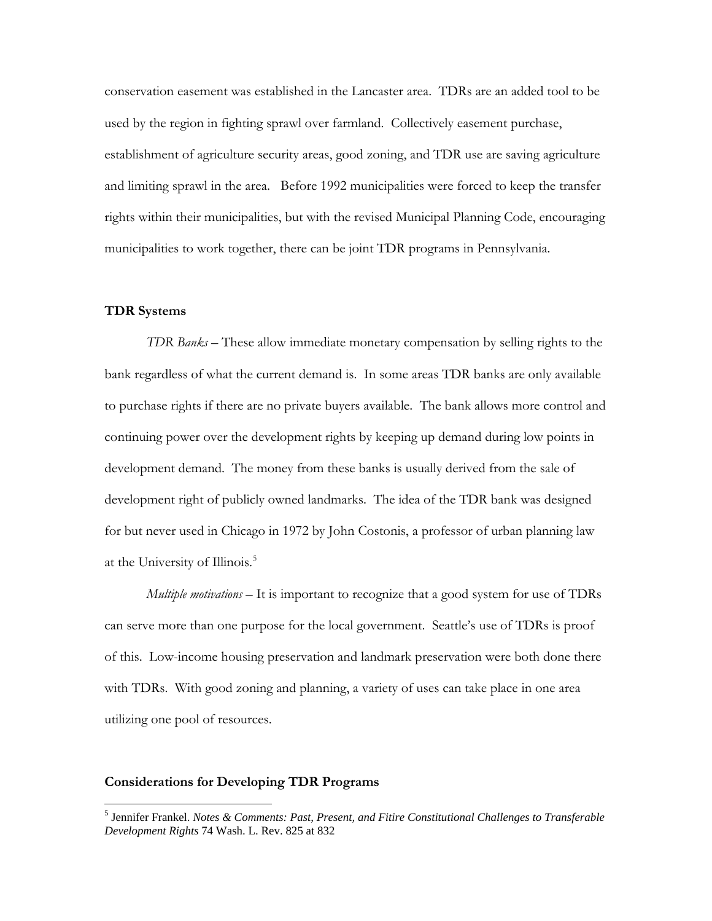conservation easement was established in the Lancaster area. TDRs are an added tool to be used by the region in fighting sprawl over farmland. Collectively easement purchase, establishment of agriculture security areas, good zoning, and TDR use are saving agriculture and limiting sprawl in the area. Before 1992 municipalities were forced to keep the transfer rights within their municipalities, but with the revised Municipal Planning Code, encouraging municipalities to work together, there can be joint TDR programs in Pennsylvania.

**TDR Systems**

*TDR Banks* – These allow immediate monetary compensation by selling rights to the bank regardless of what the current demand is. In some areas TDR banks are only available to purchase rights if there are no private buyers available. The bank allows more control and continuing power over the development rights by keeping up demand during low points in development demand. The money from these banks is usually derived from the sale of development right of publicly owned landmarks. The idea of the TDR bank was designed for but never used in Chicago in 1972 by John Costonis, a professor of urban planning law at the University of Illinois.[5]

*Multiple motivations* – It is important to recognize that a good system for use of TDRs can serve more than one purpose for the local government. Seattle's use of TDRs is proof of this. Low-income housing preservation and landmark preservation were both done there with TDRs. With good zoning and planning, a variety of uses can take place in one area utilizing one pool of resources.

**Considerations for Developing TDR Programs**

[5] Jennifer Frankel. *Notes & Comments: Past, Present, and Fitire Constitutional Challenges to Transferable Development Rights* 74 Wash. L. Rev. 825 at 832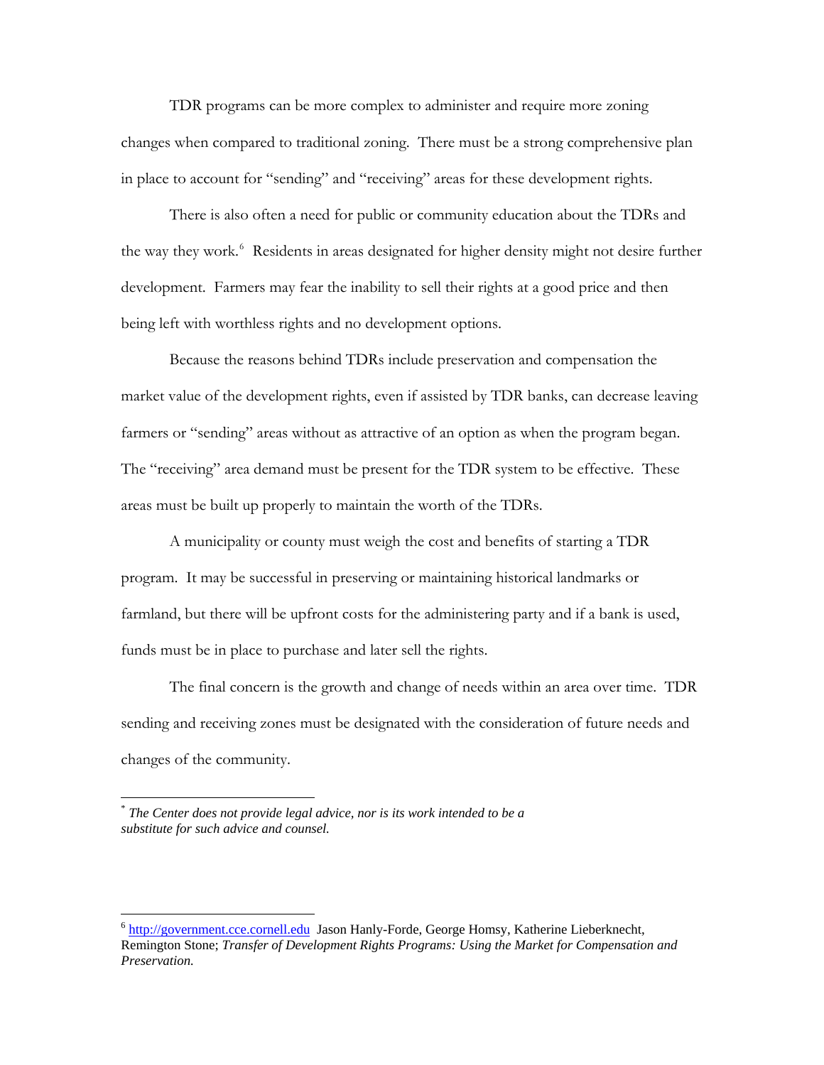TDR programs can be more complex to administer and require more zoning changes when compared to traditional zoning. There must be a strong comprehensive plan in place to account for "sending" and "receiving" areas for these development rights.

There is also often a need for public or community education about the TDRs and the way they work.[6] Residents in areas designated for higher density might not desire further development. Farmers may fear the inability to sell their rights at a good price and then being left with worthless rights and no development options.

Because the reasons behind TDRs include preservation and compensation the market value of the development rights, even if assisted by TDR banks, can decrease leaving farmers or "sending" areas without as attractive of an option as when the program began. The "receiving" area demand must be present for the TDR system to be effective. These areas must be built up properly to maintain the worth of the TDRs.

A municipality or county must weigh the cost and benefits of starting a TDR program. It may be successful in preserving or maintaining historical landmarks or farmland, but there will be upfront costs for the administering party and if a bank is used, funds must be in place to purchase and later sell the rights.

The final concern is the growth and change of needs within an area over time. TDR sending and receiving zones must be designated with the consideration of future needs and changes of the community.

---

[*] *The Center does not provide legal advice, nor is its work intended to be a substitute for such advice and counsel.*

---

[6] http://government.cce.cornell.edu Jason Hanly-Forde, George Homsy, Katherine Lieberknecht, Remington Stone; *Transfer of Development Rights Programs: Using the Market for Compensation and Preservation.*